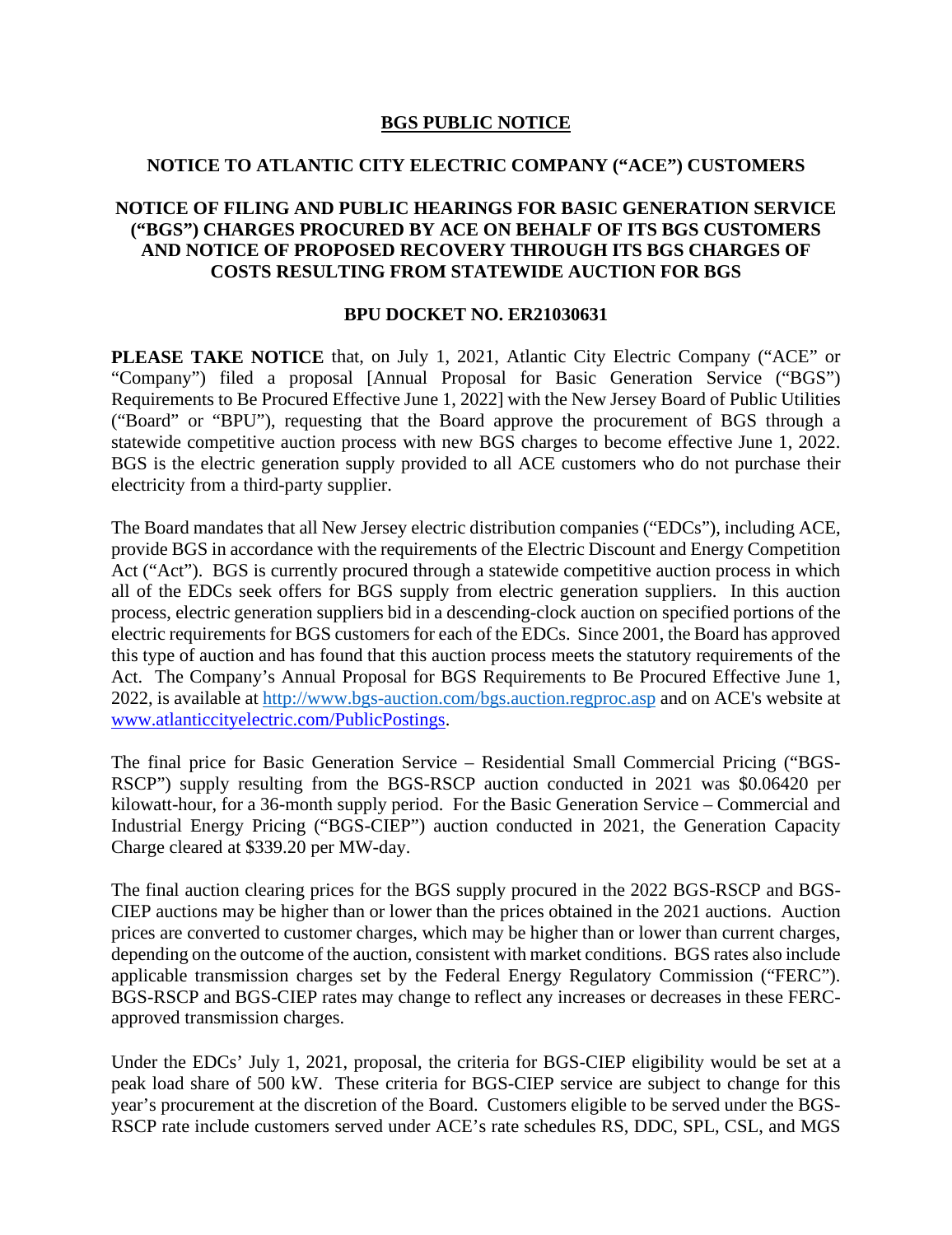# BGS PUBLIC NOTICE

## NOTICE TO ATLANTIC CITY ELECTRIC COMPANY ("ACE") CUSTOMERS

## NOTICE OF FILING AND PUBLIC HEARINGS FOR BASIC GENERATION SERVICE ("BGS") CHARGES PROCURED BY ACE ON BEHALF OF ITS BGS CUSTOMERS AND NOTICE OF PROPOSED RECOVERY THROUGH ITS BGS CHARGES OF COSTS RESULTING FROM STATEWIDE AUCTION FOR BGS

## BPU DOCKET NO. ER21030631

**PLEASE TAKE NOTICE** that, on July 1, 2021, Atlantic City Electric Company ("ACE" or "Company") filed a proposal [Annual Proposal for Basic Generation Service ("BGS") Requirements to Be Procured Effective June 1, 2022] with the New Jersey Board of Public Utilities ("Board" or "BPU"), requesting that the Board approve the procurement of BGS through a statewide competitive auction process with new BGS charges to become effective June 1, 2022. BGS is the electric generation supply provided to all ACE customers who do not purchase their electricity from a third-party supplier.

The Board mandates that all New Jersey electric distribution companies ("EDCs"), including ACE, provide BGS in accordance with the requirements of the Electric Discount and Energy Competition Act ("Act"). BGS is currently procured through a statewide competitive auction process in which all of the EDCs seek offers for BGS supply from electric generation suppliers. In this auction process, electric generation suppliers bid in a descending-clock auction on specified portions of the electric requirements for BGS customers for each of the EDCs. Since 2001, the Board has approved this type of auction and has found that this auction process meets the statutory requirements of the Act. The Company's Annual Proposal for BGS Requirements to Be Procured Effective June 1, 2022, is available at http://www.bgs-auction.com/bgs.auction.regproc.asp and on ACE's website at www.atlanticcityelectric.com/PublicPostings.

The final price for Basic Generation Service – Residential Small Commercial Pricing ("BGS-RSCP") supply resulting from the BGS-RSCP auction conducted in 2021 was $0.06420 per kilowatt-hour, for a 36-month supply period. For the Basic Generation Service – Commercial and Industrial Energy Pricing ("BGS-CIEP") auction conducted in 2021, the Generation Capacity Charge cleared at $339.20 per MW-day.

The final auction clearing prices for the BGS supply procured in the 2022 BGS-RSCP and BGS-CIEP auctions may be higher than or lower than the prices obtained in the 2021 auctions. Auction prices are converted to customer charges, which may be higher than or lower than current charges, depending on the outcome of the auction, consistent with market conditions. BGS rates also include applicable transmission charges set by the Federal Energy Regulatory Commission ("FERC"). BGS-RSCP and BGS-CIEP rates may change to reflect any increases or decreases in these FERC-approved transmission charges.

Under the EDCs' July 1, 2021, proposal, the criteria for BGS-CIEP eligibility would be set at a peak load share of 500 kW. These criteria for BGS-CIEP service are subject to change for this year's procurement at the discretion of the Board. Customers eligible to be served under the BGS-RSCP rate include customers served under ACE's rate schedules RS, DDC, SPL, CSL, and MGS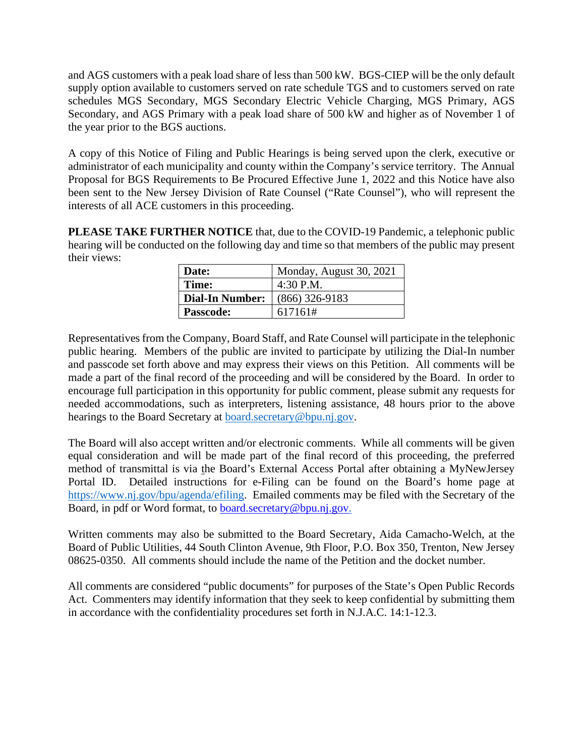and AGS customers with a peak load share of less than 500 kW. BGS-CIEP will be the only default supply option available to customers served on rate schedule TGS and to customers served on rate schedules MGS Secondary, MGS Secondary Electric Vehicle Charging, MGS Primary, AGS Secondary, and AGS Primary with a peak load share of 500 kW and higher as of November 1 of the year prior to the BGS auctions.

A copy of this Notice of Filing and Public Hearings is being served upon the clerk, executive or administrator of each municipality and county within the Company's service territory. The Annual Proposal for BGS Requirements to Be Procured Effective June 1, 2022 and this Notice have also been sent to the New Jersey Division of Rate Counsel ("Rate Counsel"), who will represent the interests of all ACE customers in this proceeding.

**PLEASE TAKE FURTHER NOTICE** that, due to the COVID-19 Pandemic, a telephonic public hearing will be conducted on the following day and time so that members of the public may present their views:

| | |
|---|---|
| **Date:** | Monday, August 30, 2021 |
| **Time:** | 4:30 P.M. |
| **Dial-In Number:** | (866) 326-9183 |
| **Passcode:** | 617161# |

Representatives from the Company, Board Staff, and Rate Counsel will participate in the telephonic public hearing. Members of the public are invited to participate by utilizing the Dial-In number and passcode set forth above and may express their views on this Petition. All comments will be made a part of the final record of the proceeding and will be considered by the Board. In order to encourage full participation in this opportunity for public comment, please submit any requests for needed accommodations, such as interpreters, listening assistance, 48 hours prior to the above hearings to the Board Secretary at board.secretary@bpu.nj.gov.

The Board will also accept written and/or electronic comments. While all comments will be given equal consideration and will be made part of the final record of this proceeding, the preferred method of transmittal is via the Board's External Access Portal after obtaining a MyNewJersey Portal ID. Detailed instructions for e-Filing can be found on the Board's home page at https://www.nj.gov/bpu/agenda/efiling. Emailed comments may be filed with the Secretary of the Board, in pdf or Word format, to board.secretary@bpu.nj.gov.

Written comments may also be submitted to the Board Secretary, Aida Camacho-Welch, at the Board of Public Utilities, 44 South Clinton Avenue, 9th Floor, P.O. Box 350, Trenton, New Jersey 08625-0350. All comments should include the name of the Petition and the docket number.

All comments are considered "public documents" for purposes of the State's Open Public Records Act. Commenters may identify information that they seek to keep confidential by submitting them in accordance with the confidentiality procedures set forth in N.J.A.C. 14:1-12.3.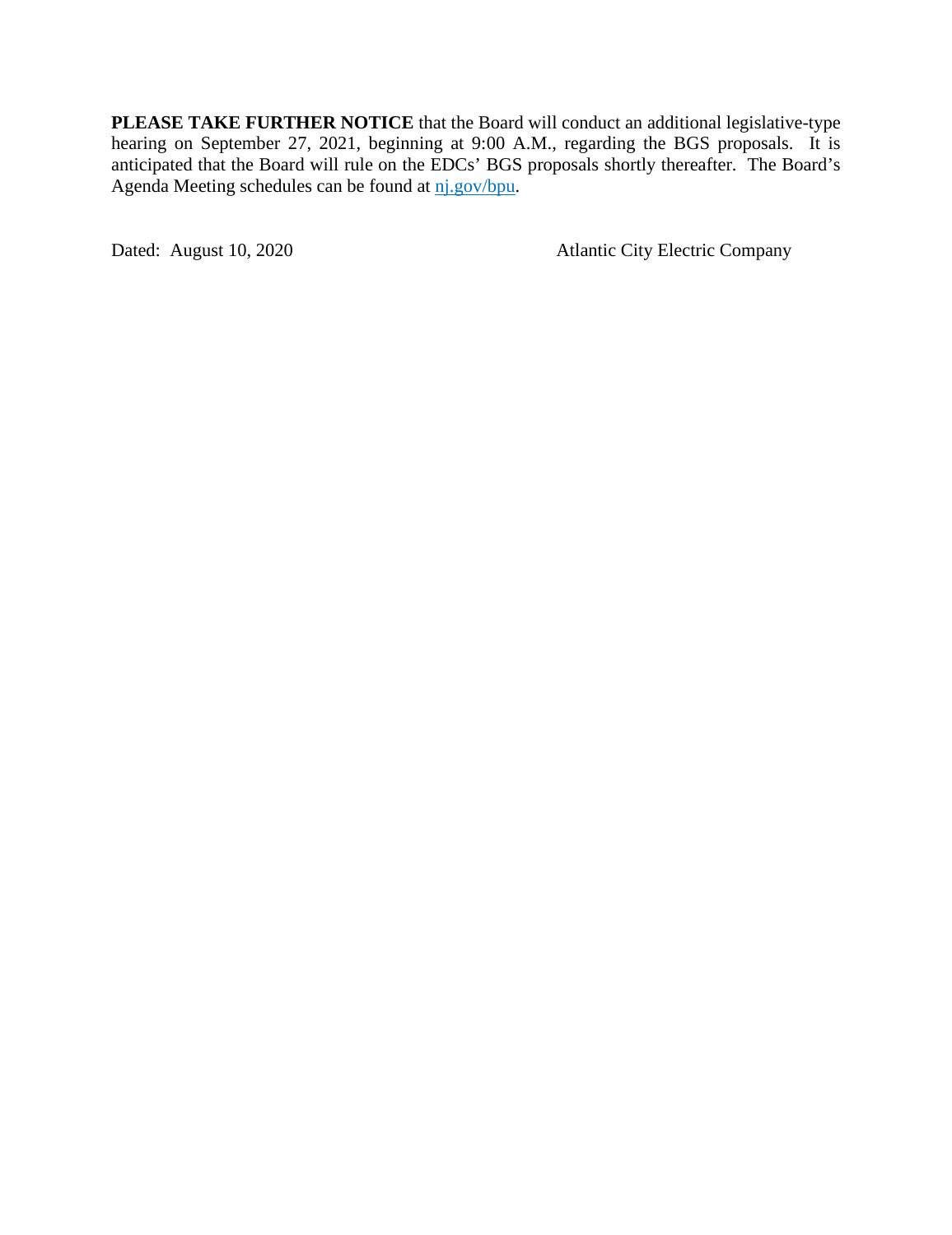**PLEASE TAKE FURTHER NOTICE** that the Board will conduct an additional legislative-type hearing on September 27, 2021, beginning at 9:00 A.M., regarding the BGS proposals. It is anticipated that the Board will rule on the EDCs' BGS proposals shortly thereafter. The Board's Agenda Meeting schedules can be found at [nj.gov/bpu](nj.gov/bpu).

Dated: August 10, 2020

Atlantic City Electric Company